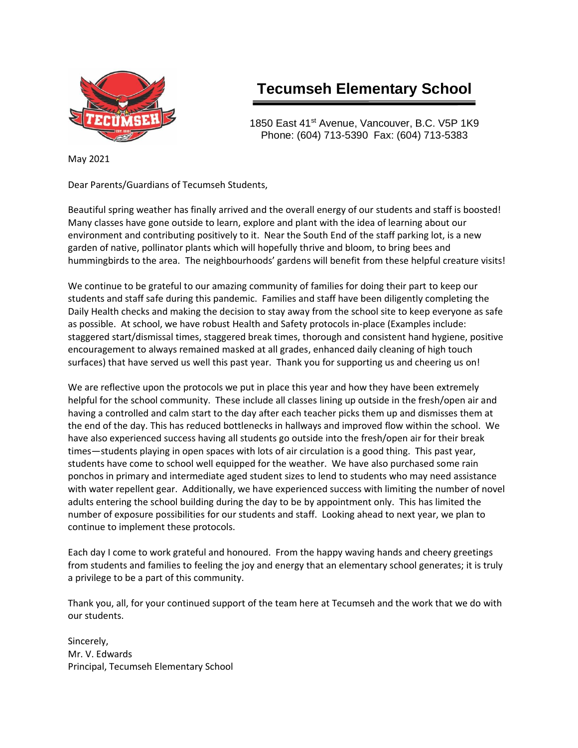# Tecumseh Elementary School

1850 East 41st Avenue, Vancouver, B.C. V5P 1K9
Phone: (604) 713-5390 Fax: (604) 713-5383

May 2021

Dear Parents/Guardians of Tecumseh Students,

Beautiful spring weather has finally arrived and the overall energy of our students and staff is boosted! Many classes have gone outside to learn, explore and plant with the idea of learning about our environment and contributing positively to it. Near the South End of the staff parking lot, is a new garden of native, pollinator plants which will hopefully thrive and bloom, to bring bees and hummingbirds to the area. The neighbourhoods' gardens will benefit from these helpful creature visits!

We continue to be grateful to our amazing community of families for doing their part to keep our students and staff safe during this pandemic. Families and staff have been diligently completing the Daily Health checks and making the decision to stay away from the school site to keep everyone as safe as possible. At school, we have robust Health and Safety protocols in-place (Examples include: staggered start/dismissal times, staggered break times, thorough and consistent hand hygiene, positive encouragement to always remained masked at all grades, enhanced daily cleaning of high touch surfaces) that have served us well this past year. Thank you for supporting us and cheering us on!

We are reflective upon the protocols we put in place this year and how they have been extremely helpful for the school community. These include all classes lining up outside in the fresh/open air and having a controlled and calm start to the day after each teacher picks them up and dismisses them at the end of the day. This has reduced bottlenecks in hallways and improved flow within the school. We have also experienced success having all students go outside into the fresh/open air for their break times—students playing in open spaces with lots of air circulation is a good thing. This past year, students have come to school well equipped for the weather. We have also purchased some rain ponchos in primary and intermediate aged student sizes to lend to students who may need assistance with water repellent gear. Additionally, we have experienced success with limiting the number of novel adults entering the school building during the day to be by appointment only. This has limited the number of exposure possibilities for our students and staff. Looking ahead to next year, we plan to continue to implement these protocols.

Each day I come to work grateful and honoured. From the happy waving hands and cheery greetings from students and families to feeling the joy and energy that an elementary school generates; it is truly a privilege to be a part of this community.

Thank you, all, for your continued support of the team here at Tecumseh and the work that we do with our students.

Sincerely,
Mr. V. Edwards
Principal, Tecumseh Elementary School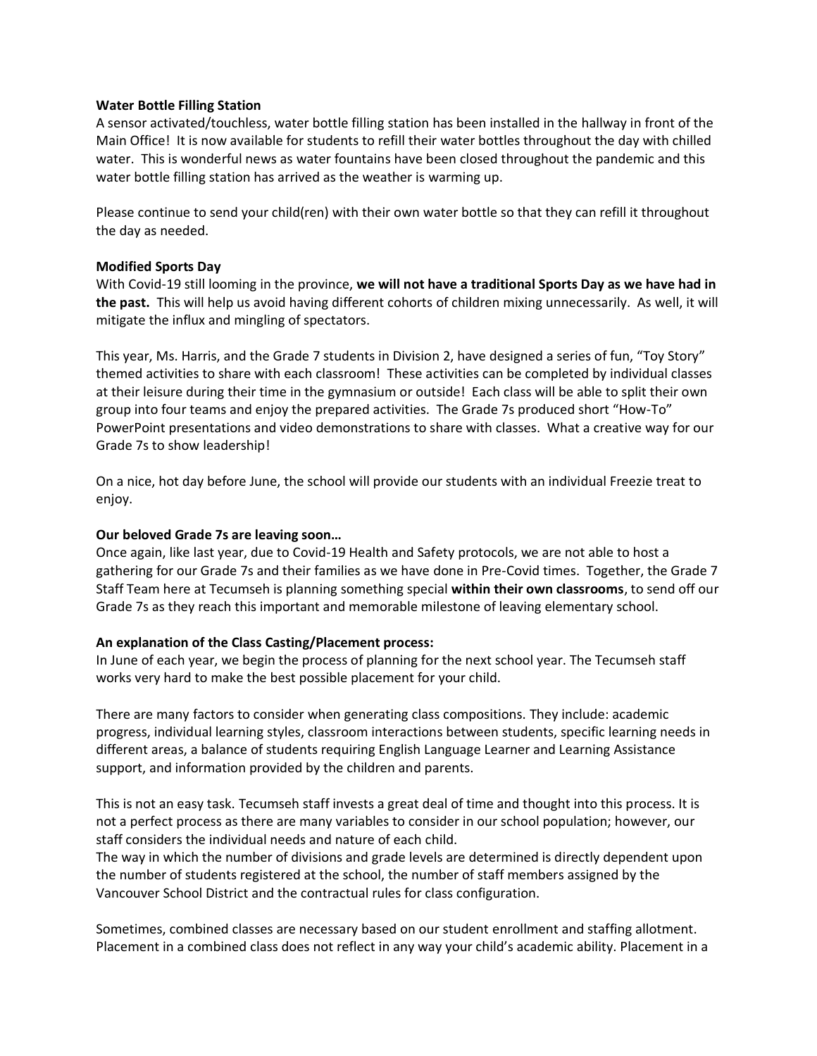**Water Bottle Filling Station**

A sensor activated/touchless, water bottle filling station has been installed in the hallway in front of the Main Office! It is now available for students to refill their water bottles throughout the day with chilled water. This is wonderful news as water fountains have been closed throughout the pandemic and this water bottle filling station has arrived as the weather is warming up.

Please continue to send your child(ren) with their own water bottle so that they can refill it throughout the day as needed.

**Modified Sports Day**

With Covid-19 still looming in the province, **we will not have a traditional Sports Day as we have had in the past.** This will help us avoid having different cohorts of children mixing unnecessarily. As well, it will mitigate the influx and mingling of spectators.

This year, Ms. Harris, and the Grade 7 students in Division 2, have designed a series of fun, "Toy Story" themed activities to share with each classroom! These activities can be completed by individual classes at their leisure during their time in the gymnasium or outside! Each class will be able to split their own group into four teams and enjoy the prepared activities. The Grade 7s produced short "How-To" PowerPoint presentations and video demonstrations to share with classes. What a creative way for our Grade 7s to show leadership!

On a nice, hot day before June, the school will provide our students with an individual Freezie treat to enjoy.

**Our beloved Grade 7s are leaving soon…**

Once again, like last year, due to Covid-19 Health and Safety protocols, we are not able to host a gathering for our Grade 7s and their families as we have done in Pre-Covid times. Together, the Grade 7 Staff Team here at Tecumseh is planning something special **within their own classrooms**, to send off our Grade 7s as they reach this important and memorable milestone of leaving elementary school.

**An explanation of the Class Casting/Placement process:**

In June of each year, we begin the process of planning for the next school year. The Tecumseh staff works very hard to make the best possible placement for your child.

There are many factors to consider when generating class compositions. They include: academic progress, individual learning styles, classroom interactions between students, specific learning needs in different areas, a balance of students requiring English Language Learner and Learning Assistance support, and information provided by the children and parents.

This is not an easy task. Tecumseh staff invests a great deal of time and thought into this process. It is not a perfect process as there are many variables to consider in our school population; however, our staff considers the individual needs and nature of each child.
The way in which the number of divisions and grade levels are determined is directly dependent upon the number of students registered at the school, the number of staff members assigned by the Vancouver School District and the contractual rules for class configuration.

Sometimes, combined classes are necessary based on our student enrollment and staffing allotment. Placement in a combined class does not reflect in any way your child's academic ability. Placement in a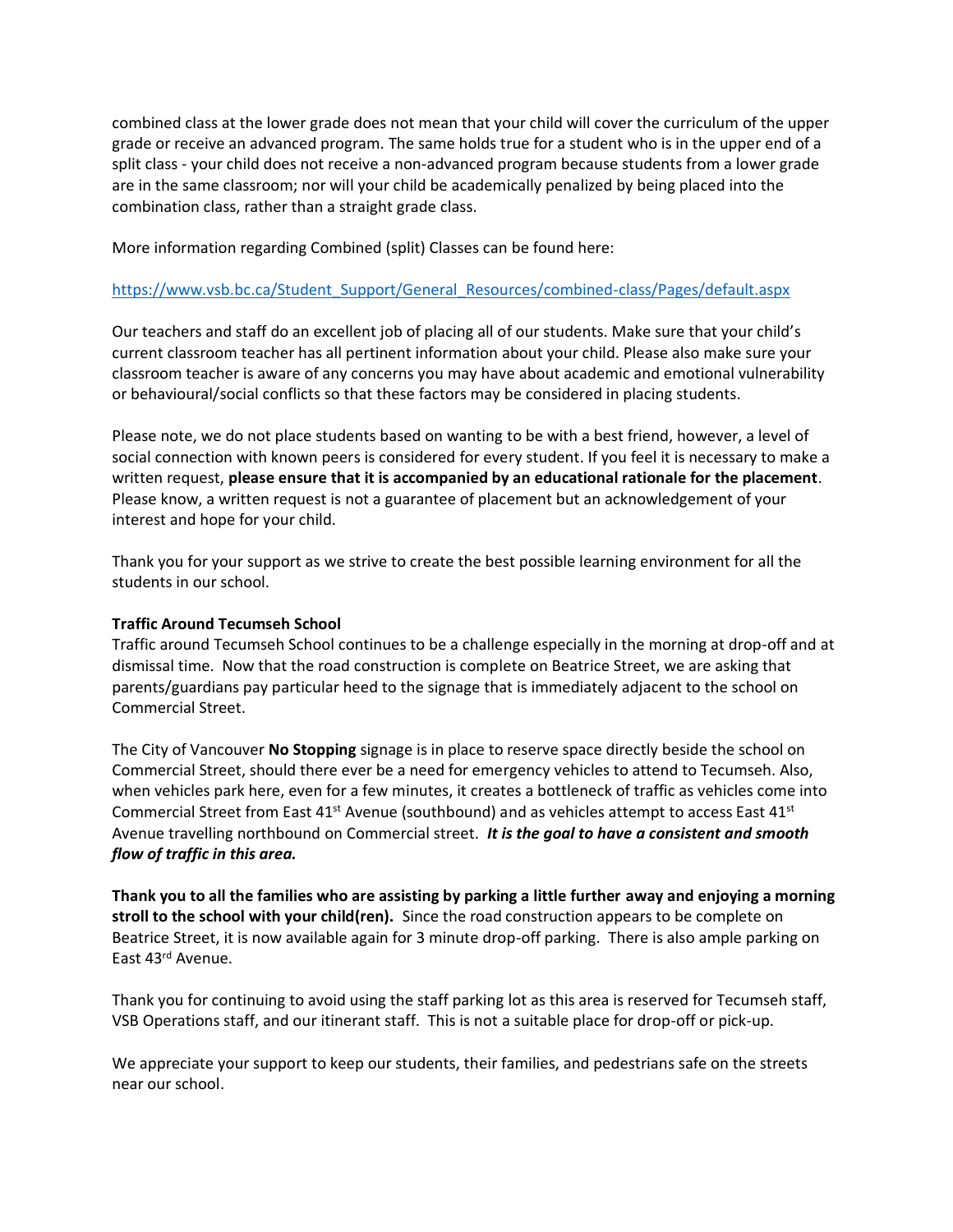combined class at the lower grade does not mean that your child will cover the curriculum of the upper grade or receive an advanced program. The same holds true for a student who is in the upper end of a split class - your child does not receive a non-advanced program because students from a lower grade are in the same classroom; nor will your child be academically penalized by being placed into the combination class, rather than a straight grade class.

More information regarding Combined (split) Classes can be found here:

https://www.vsb.bc.ca/Student_Support/General_Resources/combined-class/Pages/default.aspx

Our teachers and staff do an excellent job of placing all of our students. Make sure that your child's current classroom teacher has all pertinent information about your child. Please also make sure your classroom teacher is aware of any concerns you may have about academic and emotional vulnerability or behavioural/social conflicts so that these factors may be considered in placing students.

Please note, we do not place students based on wanting to be with a best friend, however, a level of social connection with known peers is considered for every student. If you feel it is necessary to make a written request, **please ensure that it is accompanied by an educational rationale for the placement**. Please know, a written request is not a guarantee of placement but an acknowledgement of your interest and hope for your child.

Thank you for your support as we strive to create the best possible learning environment for all the students in our school.

**Traffic Around Tecumseh School**

Traffic around Tecumseh School continues to be a challenge especially in the morning at drop-off and at dismissal time. Now that the road construction is complete on Beatrice Street, we are asking that parents/guardians pay particular heed to the signage that is immediately adjacent to the school on Commercial Street.

The City of Vancouver **No Stopping** signage is in place to reserve space directly beside the school on Commercial Street, should there ever be a need for emergency vehicles to attend to Tecumseh. Also, when vehicles park here, even for a few minutes, it creates a bottleneck of traffic as vehicles come into Commercial Street from East 41st Avenue (southbound) and as vehicles attempt to access East 41st Avenue travelling northbound on Commercial street. ***It is the goal to have a consistent and smooth flow of traffic in this area.***

**Thank you to all the families who are assisting by parking a little further away and enjoying a morning stroll to the school with your child(ren).** Since the road construction appears to be complete on Beatrice Street, it is now available again for 3 minute drop-off parking. There is also ample parking on East 43rd Avenue.

Thank you for continuing to avoid using the staff parking lot as this area is reserved for Tecumseh staff, VSB Operations staff, and our itinerant staff. This is not a suitable place for drop-off or pick-up.

We appreciate your support to keep our students, their families, and pedestrians safe on the streets near our school.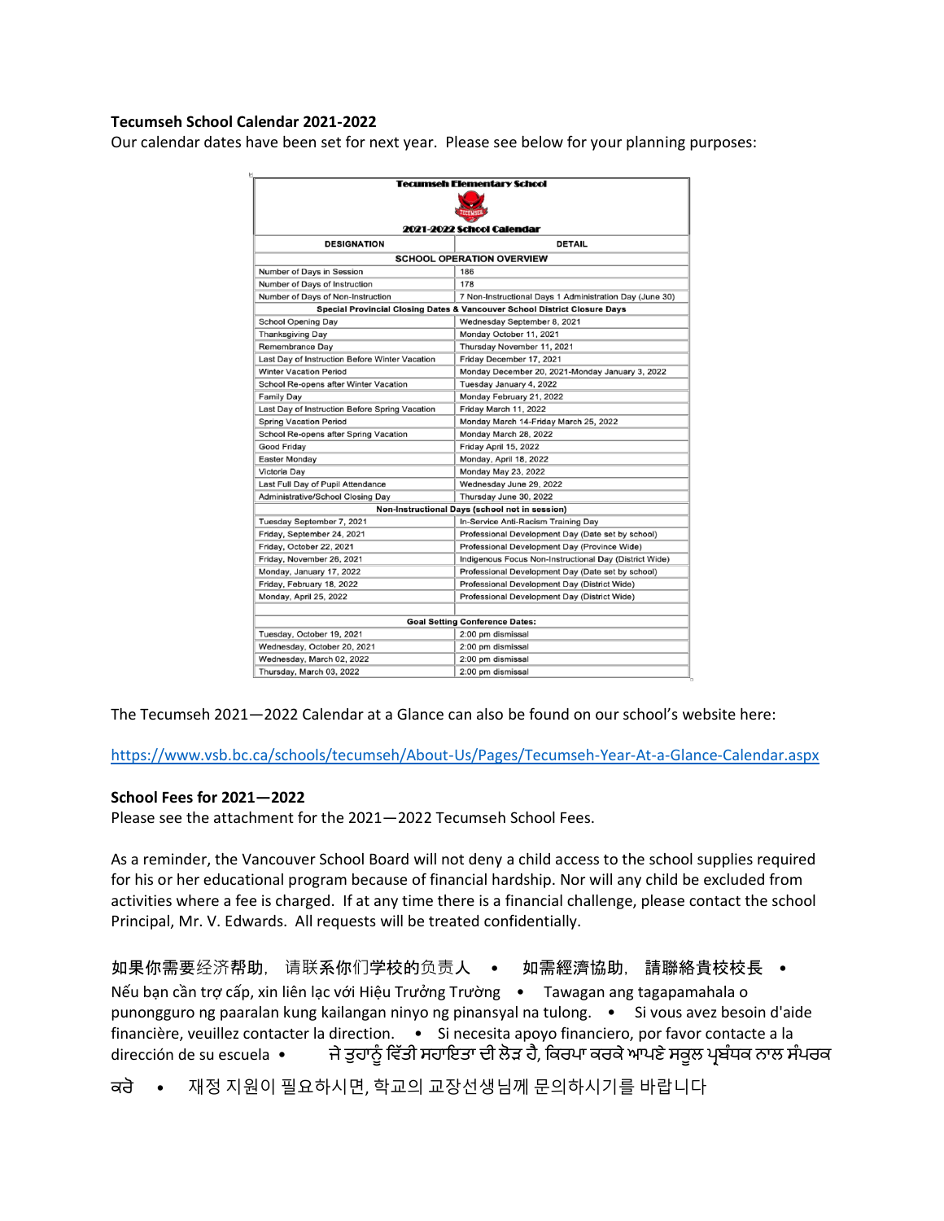**Tecumseh School Calendar 2021-2022**

Our calendar dates have been set for next year. Please see below for your planning purposes:

| Tecumseh Elementary School<br>2021-2022 School Calendar | |
|---|---|
| **DESIGNATION** | **DETAIL** |
| **SCHOOL OPERATION OVERVIEW** | |
| Number of Days in Session | 186 |
| Number of Days of Instruction | 178 |
| Number of Days of Non-Instruction | 7 Non-Instructional Days 1 Administration Day (June 30) |
| **Special Provincial Closing Dates & Vancouver School District Closure Days** | |
| School Opening Day | Wednesday September 8, 2021 |
| Thanksgiving Day | Monday October 11, 2021 |
| Remembrance Day | Thursday November 11, 2021 |
| Last Day of Instruction Before Winter Vacation | Friday December 17, 2021 |
| Winter Vacation Period | Monday December 20, 2021-Monday January 3, 2022 |
| School Re-opens after Winter Vacation | Tuesday January 4, 2022 |
| Family Day | Monday February 21, 2022 |
| Last Day of Instruction Before Spring Vacation | Friday March 11, 2022 |
| Spring Vacation Period | Monday March 14-Friday March 25, 2022 |
| School Re-opens after Spring Vacation | Monday March 28, 2022 |
| Good Friday | Friday April 15, 2022 |
| Easter Monday | Monday, April 18, 2022 |
| Victoria Day | Monday May 23, 2022 |
| Last Full Day of Pupil Attendance | Wednesday June 29, 2022 |
| Administrative/School Closing Day | Thursday June 30, 2022 |
| **Non-Instructional Days (school not in session)** | |
| Tuesday September 7, 2021 | In-Service Anti-Racism Training Day |
| Friday, September 24, 2021 | Professional Development Day (Date set by school) |
| Friday, October 22, 2021 | Professional Development Day (Province Wide) |
| Friday, November 26, 2021 | Indigenous Focus Non-Instructional Day (District Wide) |
| Monday, January 17, 2022 | Professional Development Day (Date set by school) |
| Friday, February 18, 2022 | Professional Development Day (District Wide) |
| Monday, April 25, 2022 | Professional Development Day (District Wide) |
| | |
| **Goal Setting Conference Dates:** | |
| Tuesday, October 19, 2021 | 2:00 pm dismissal |
| Wednesday, October 20, 2021 | 2:00 pm dismissal |
| Wednesday, March 02, 2022 | 2:00 pm dismissal |
| Thursday, March 03, 2022 | 2:00 pm dismissal |

The Tecumseh 2021—2022 Calendar at a Glance can also be found on our school's website here:

https://www.vsb.bc.ca/schools/tecumseh/About-Us/Pages/Tecumseh-Year-At-a-Glance-Calendar.aspx

**School Fees for 2021—2022**

Please see the attachment for the 2021—2022 Tecumseh School Fees.

As a reminder, the Vancouver School Board will not deny a child access to the school supplies required for his or her educational program because of financial hardship. Nor will any child be excluded from activities where a fee is charged. If at any time there is a financial challenge, please contact the school Principal, Mr. V. Edwards. All requests will be treated confidentially.

如果你需要经济帮助，请联系你们学校的负责人 • 如需經濟協助，請聯絡貴校校長 • Nếu bạn cần trợ cấp, xin liên lạc với Hiệu Trưởng Trường • Tawagan ang tagapamahala o punongguro ng paaralan kung kailangan ninyo ng pinansyal na tulong. • Si vous avez besoin d'aide financière, veuillez contacter la direction. • Si necesita apoyo financiero, por favor contacte a la dirección de su escuela • ਜੇ ਤੁਹਾਨੂੰ ਵਿੱਤੀ ਸਹਾਇਤਾ ਦੀ ਲੋੜ ਹੈ, ਕਿਰਪਾ ਕਰਕੇ ਆਪਣੇ ਸਕੂਲ ਪ੍ਰਬੰਧਕ ਨਾਲ ਸੰਪਰਕ ਕਰੋ • 재정 지원이 필요하시면, 학교의 교장선생님께 문의하시기를 바랍니다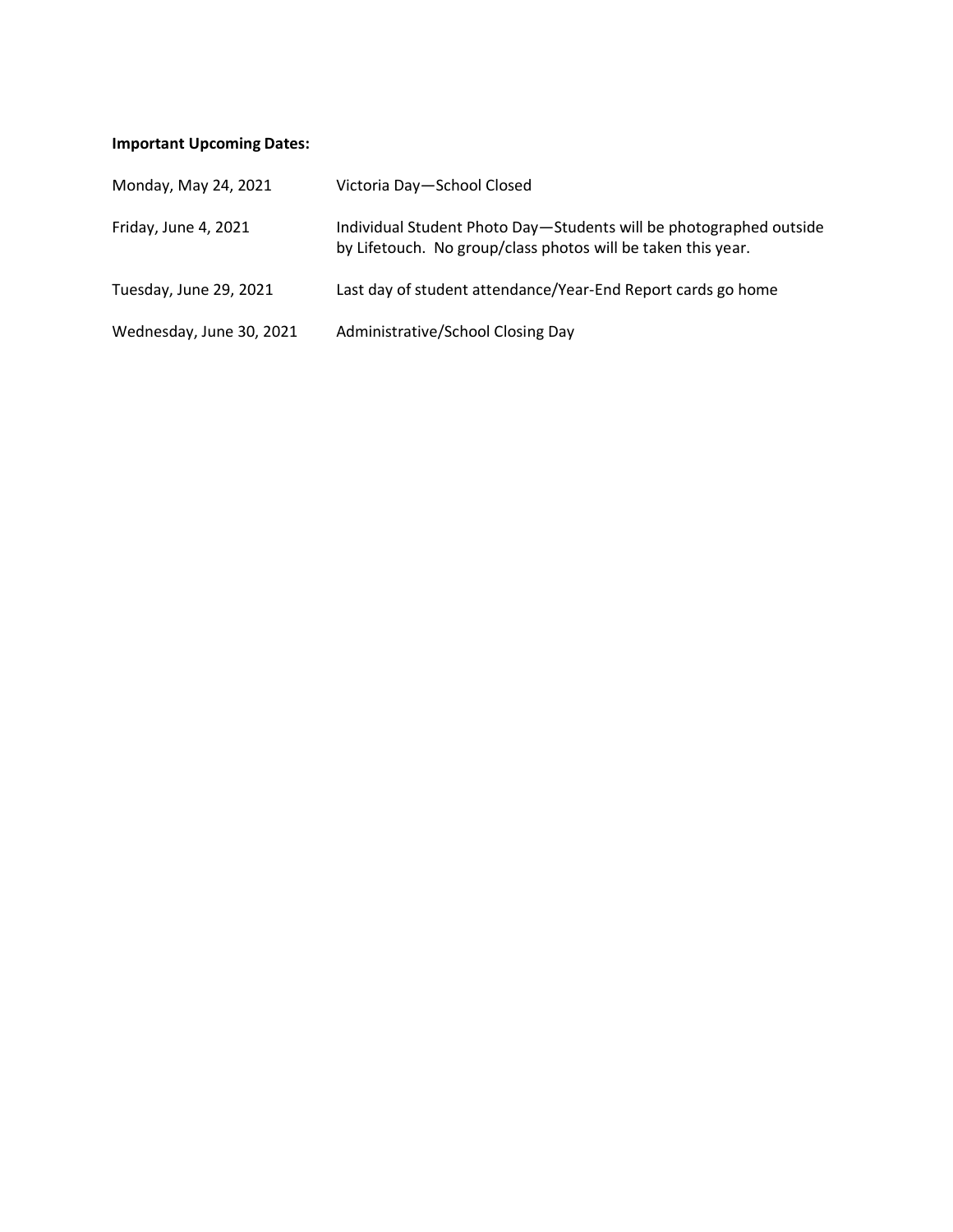**Important Upcoming Dates:**

| | |
|---|---|
| Monday, May 24, 2021 | Victoria Day—School Closed |
| Friday, June 4, 2021 | Individual Student Photo Day—Students will be photographed outside by Lifetouch. No group/class photos will be taken this year. |
| Tuesday, June 29, 2021 | Last day of student attendance/Year-End Report cards go home |
| Wednesday, June 30, 2021 | Administrative/School Closing Day |